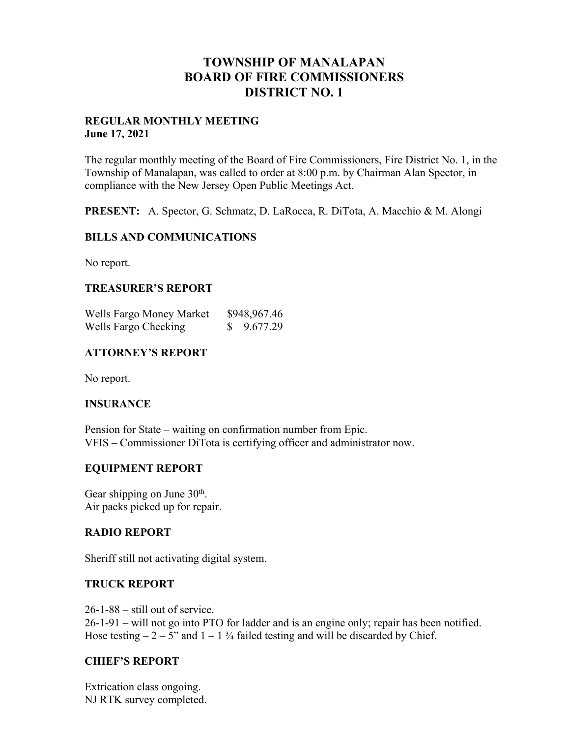# TOWNSHIP OF MANALAPAN
# BOARD OF FIRE COMMISSIONERS
# DISTRICT NO. 1

**REGULAR MONTHLY MEETING**
**June 17, 2021**

The regular monthly meeting of the Board of Fire Commissioners, Fire District No. 1, in the Township of Manalapan, was called to order at 8:00 p.m. by Chairman Alan Spector, in compliance with the New Jersey Open Public Meetings Act.

**PRESENT:** A. Spector, G. Schmatz, D. LaRocca, R. DiTota, A. Macchio & M. Alongi

## BILLS AND COMMUNICATIONS

No report.

## TREASURER'S REPORT

| | |
|---|---|
| Wells Fargo Money Market | $948,967.46 |
| Wells Fargo Checking | $ 9.677.29 |

## ATTORNEY'S REPORT

No report.

## INSURANCE

Pension for State – waiting on confirmation number from Epic.
VFIS – Commissioner DiTota is certifying officer and administrator now.

## EQUIPMENT REPORT

Gear shipping on June 30th.
Air packs picked up for repair.

## RADIO REPORT

Sheriff still not activating digital system.

## TRUCK REPORT

26-1-88 – still out of service.
26-1-91 – will not go into PTO for ladder and is an engine only; repair has been notified.
Hose testing – 2 – 5" and 1 – 1 ¾ failed testing and will be discarded by Chief.

## CHIEF'S REPORT

Extrication class ongoing.
NJ RTK survey completed.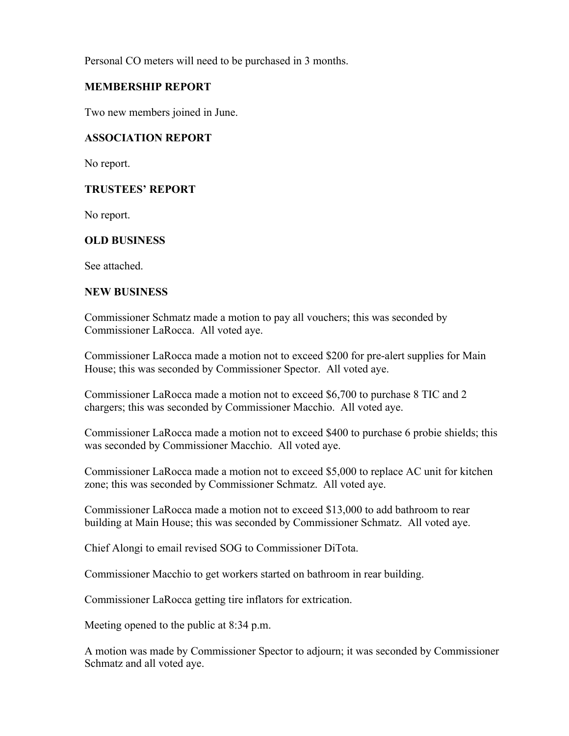Personal CO meters will need to be purchased in 3 months.

**MEMBERSHIP REPORT**

Two new members joined in June.

**ASSOCIATION REPORT**

No report.

**TRUSTEES' REPORT**

No report.

**OLD BUSINESS**

See attached.

**NEW BUSINESS**

Commissioner Schmatz made a motion to pay all vouchers; this was seconded by Commissioner LaRocca. All voted aye.

Commissioner LaRocca made a motion not to exceed $200 for pre-alert supplies for Main House; this was seconded by Commissioner Spector. All voted aye.

Commissioner LaRocca made a motion not to exceed $6,700 to purchase 8 TIC and 2 chargers; this was seconded by Commissioner Macchio. All voted aye.

Commissioner LaRocca made a motion not to exceed $400 to purchase 6 probie shields; this was seconded by Commissioner Macchio. All voted aye.

Commissioner LaRocca made a motion not to exceed $5,000 to replace AC unit for kitchen zone; this was seconded by Commissioner Schmatz. All voted aye.

Commissioner LaRocca made a motion not to exceed $13,000 to add bathroom to rear building at Main House; this was seconded by Commissioner Schmatz. All voted aye.

Chief Alongi to email revised SOG to Commissioner DiTota.

Commissioner Macchio to get workers started on bathroom in rear building.

Commissioner LaRocca getting tire inflators for extrication.

Meeting opened to the public at 8:34 p.m.

A motion was made by Commissioner Spector to adjourn; it was seconded by Commissioner Schmatz and all voted aye.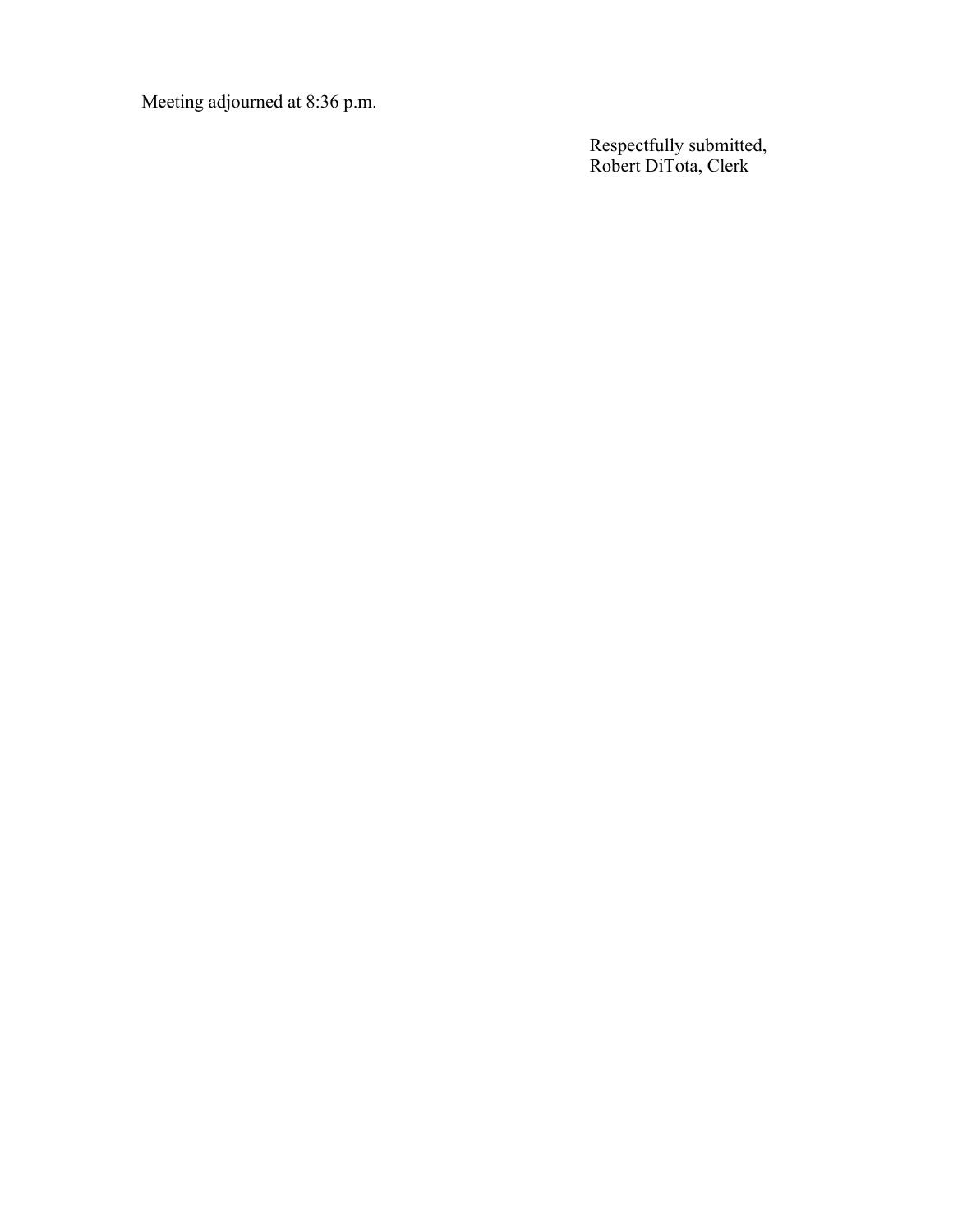Meeting adjourned at 8:36 p.m.

Respectfully submitted,
Robert DiTota, Clerk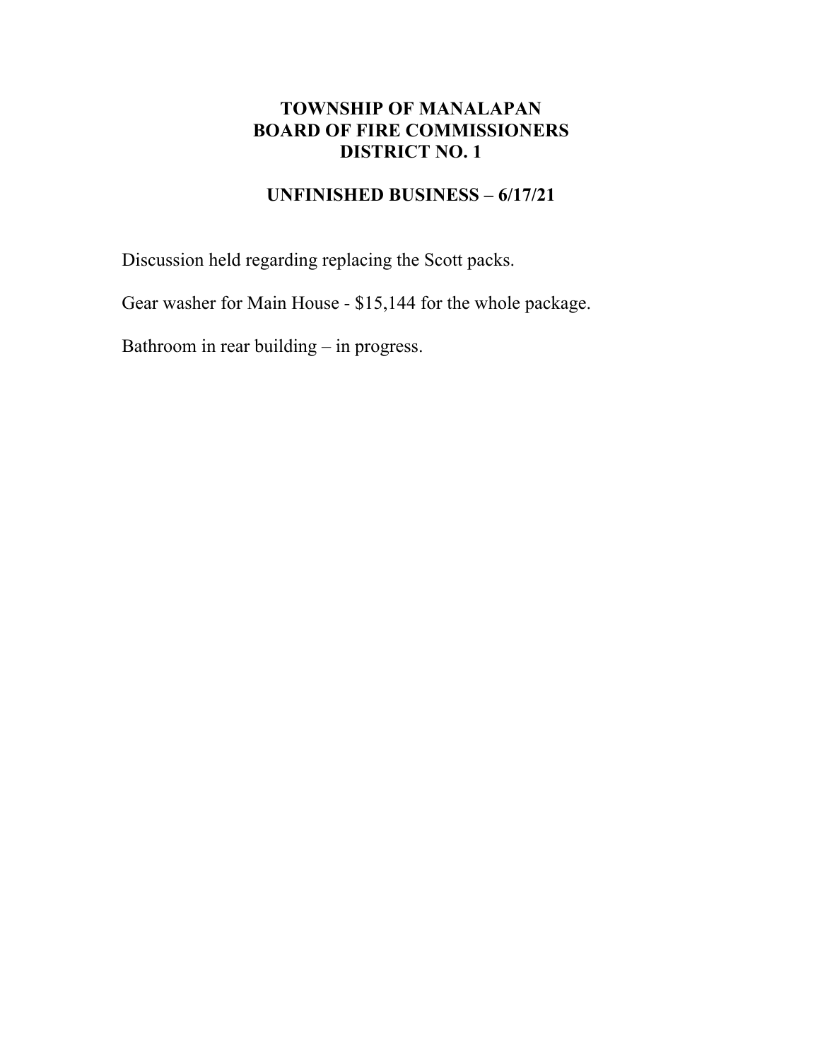# TOWNSHIP OF MANALAPAN
# BOARD OF FIRE COMMISSIONERS
# DISTRICT NO. 1

## UNFINISHED BUSINESS – 6/17/21

Discussion held regarding replacing the Scott packs.

Gear washer for Main House - $15,144 for the whole package.

Bathroom in rear building – in progress.